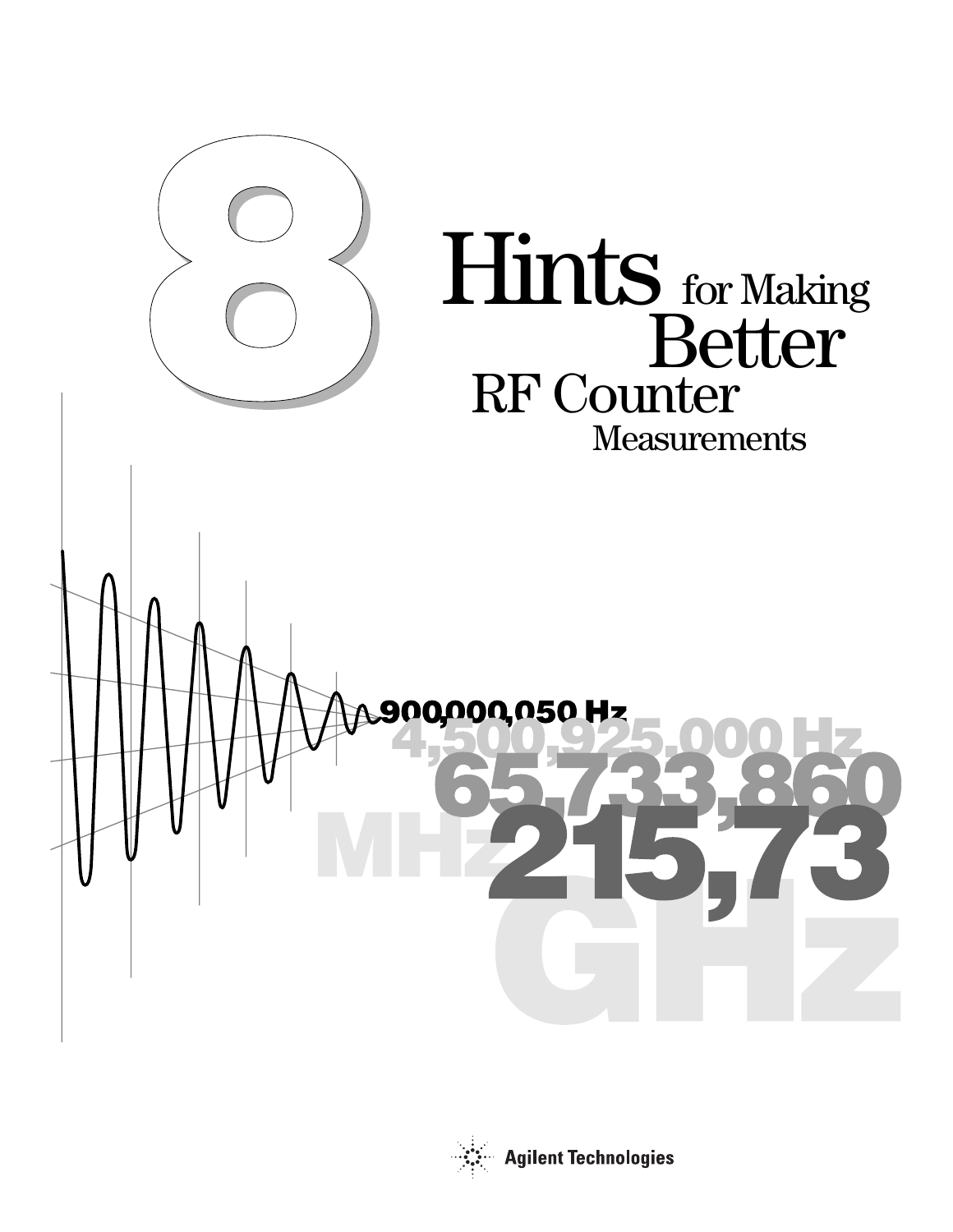# 8 Hints for Making Better RF Counter Measurements

900,000,050 Hz

4,500,925,000 Hz

65,733,860

MHz

215,73

GHz

Agilent Technologies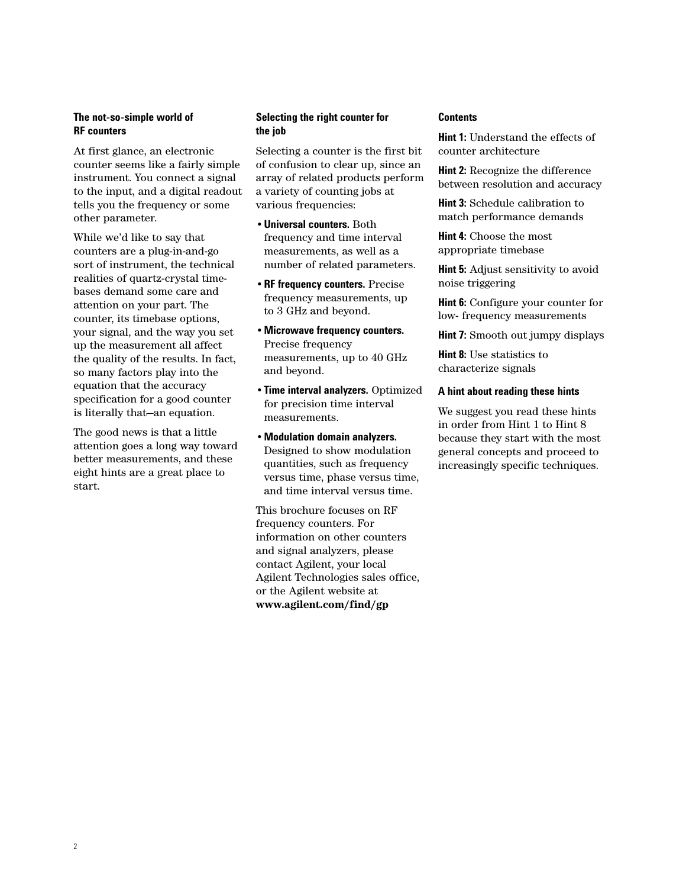## The not-so-simple world of RF counters

At first glance, an electronic counter seems like a fairly simple instrument. You connect a signal to the input, and a digital readout tells you the frequency or some other parameter.

While we'd like to say that counters are a plug-in-and-go sort of instrument, the technical realities of quartz-crystal time-bases demand some care and attention on your part. The counter, its timebase options, your signal, and the way you set up the measurement all affect the quality of the results. In fact, so many factors play into the equation that the accuracy specification for a good counter is literally that—an equation.

The good news is that a little attention goes a long way toward better measurements, and these eight hints are a great place to start.

## Selecting the right counter for the job

Selecting a counter is the first bit of confusion to clear up, since an array of related products perform a variety of counting jobs at various frequencies:

- **Universal counters.** Both frequency and time interval measurements, as well as a number of related parameters.
- **RF frequency counters.** Precise frequency measurements, up to 3 GHz and beyond.
- **Microwave frequency counters.** Precise frequency measurements, up to 40 GHz and beyond.
- **Time interval analyzers.** Optimized for precision time interval measurements.
- **Modulation domain analyzers.** Designed to show modulation quantities, such as frequency versus time, phase versus time, and time interval versus time.

This brochure focuses on RF frequency counters. For information on other counters and signal analyzers, please contact Agilent, your local Agilent Technologies sales office, or the Agilent website at **www.agilent.com/find/gp**

## Contents

**Hint 1:** Understand the effects of counter architecture

**Hint 2:** Recognize the difference between resolution and accuracy

**Hint 3:** Schedule calibration to match performance demands

**Hint 4:** Choose the most appropriate timebase

**Hint 5:** Adjust sensitivity to avoid noise triggering

**Hint 6:** Configure your counter for low- frequency measurements

**Hint 7:** Smooth out jumpy displays

**Hint 8:** Use statistics to characterize signals

### A hint about reading these hints

We suggest you read these hints in order from Hint 1 to Hint 8 because they start with the most general concepts and proceed to increasingly specific techniques.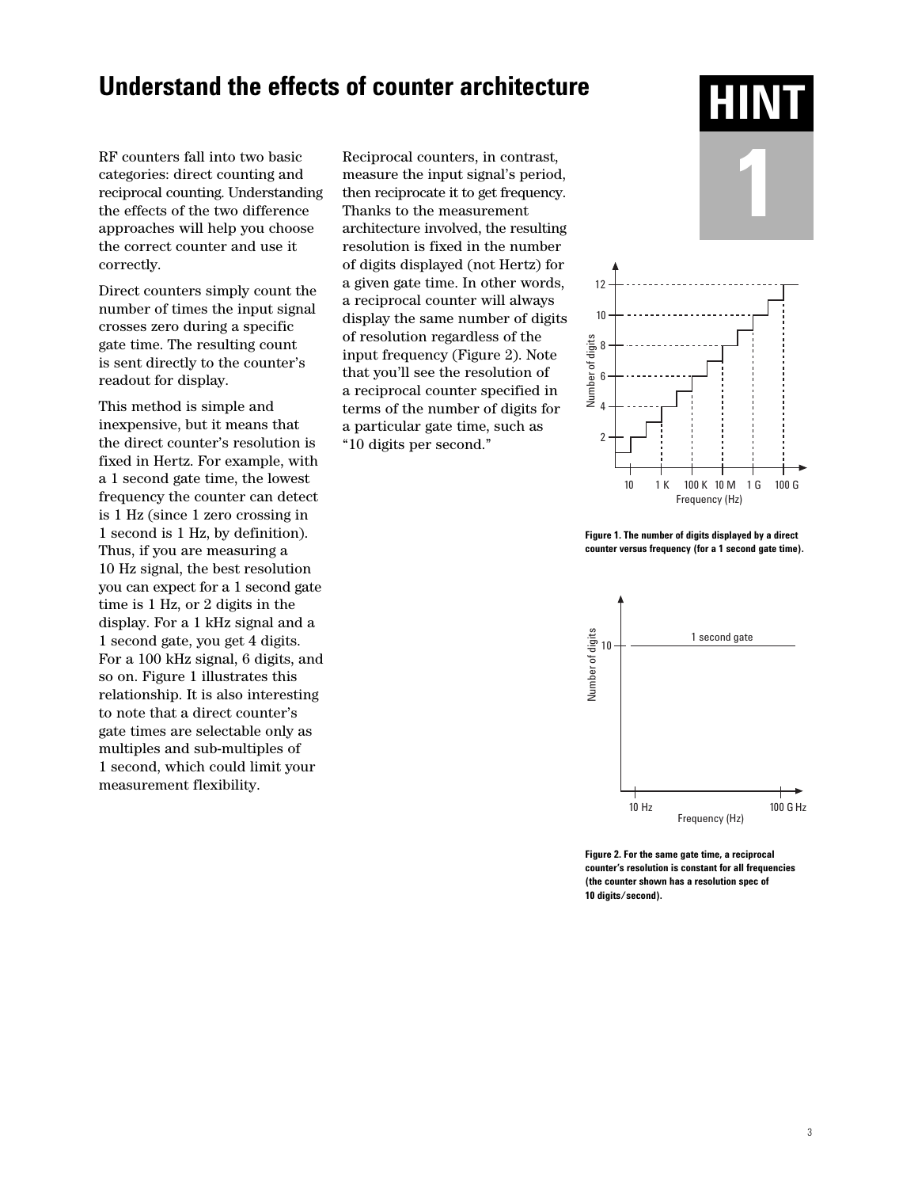# Understand the effects of counter architecture

**HINT 1**

RF counters fall into two basic categories: direct counting and reciprocal counting. Understanding the effects of the two difference approaches will help you choose the correct counter and use it correctly.

Direct counters simply count the number of times the input signal crosses zero during a specific gate time. The resulting count is sent directly to the counter's readout for display.

This method is simple and inexpensive, but it means that the direct counter's resolution is fixed in Hertz. For example, with a 1 second gate time, the lowest frequency the counter can detect is 1 Hz (since 1 zero crossing in 1 second is 1 Hz, by definition). Thus, if you are measuring a 10 Hz signal, the best resolution you can expect for a 1 second gate time is 1 Hz, or 2 digits in the display. For a 1 kHz signal and a 1 second gate, you get 4 digits. For a 100 kHz signal, 6 digits, and so on. Figure 1 illustrates this relationship. It is also interesting to note that a direct counter's gate times are selectable only as multiples and sub-multiples of 1 second, which could limit your measurement flexibility.

Reciprocal counters, in contrast, measure the input signal's period, then reciprocate it to get frequency. Thanks to the measurement architecture involved, the resulting resolution is fixed in the number of digits displayed (not Hertz) for a given gate time. In other words, a reciprocal counter will always display the same number of digits of resolution regardless of the input frequency (Figure 2). Note that you'll see the resolution of a reciprocal counter specified in terms of the number of digits for a particular gate time, such as "10 digits per second."

**Figure 1. The number of digits displayed by a direct counter versus frequency (for a 1 second gate time).**

**Figure 2. For the same gate time, a reciprocal counter's resolution is constant for all frequencies (the counter shown has a resolution spec of 10 digits/second).**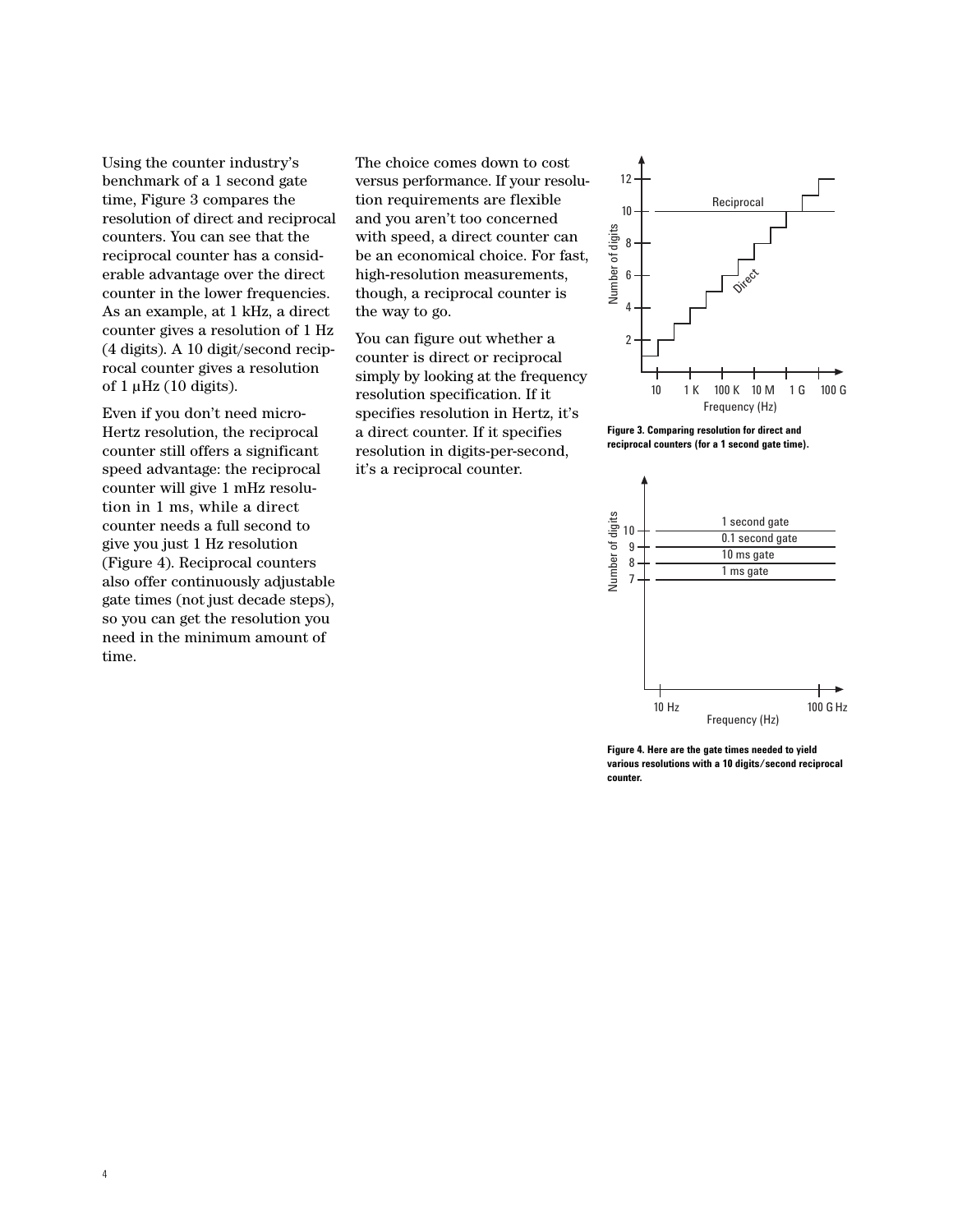Using the counter industry's benchmark of a 1 second gate time, Figure 3 compares the resolution of direct and reciprocal counters. You can see that the reciprocal counter has a considerable advantage over the direct counter in the lower frequencies. As an example, at 1 kHz, a direct counter gives a resolution of 1 Hz (4 digits). A 10 digit/second reciprocal counter gives a resolution of 1 µHz (10 digits).

Even if you don't need micro-Hertz resolution, the reciprocal counter still offers a significant speed advantage: the reciprocal counter will give 1 mHz resolution in 1 ms, while a direct counter needs a full second to give you just 1 Hz resolution (Figure 4). Reciprocal counters also offer continuously adjustable gate times (not just decade steps), so you can get the resolution you need in the minimum amount of time.

The choice comes down to cost versus performance. If your resolution requirements are flexible and you aren't too concerned with speed, a direct counter can be an economical choice. For fast, high-resolution measurements, though, a reciprocal counter is the way to go.

You can figure out whether a counter is direct or reciprocal simply by looking at the frequency resolution specification. If it specifies resolution in Hertz, it's a direct counter. If it specifies resolution in digits-per-second, it's a reciprocal counter.

**Figure 3. Comparing resolution for direct and reciprocal counters (for a 1 second gate time).**

**Figure 4. Here are the gate times needed to yield various resolutions with a 10 digits/second reciprocal counter.**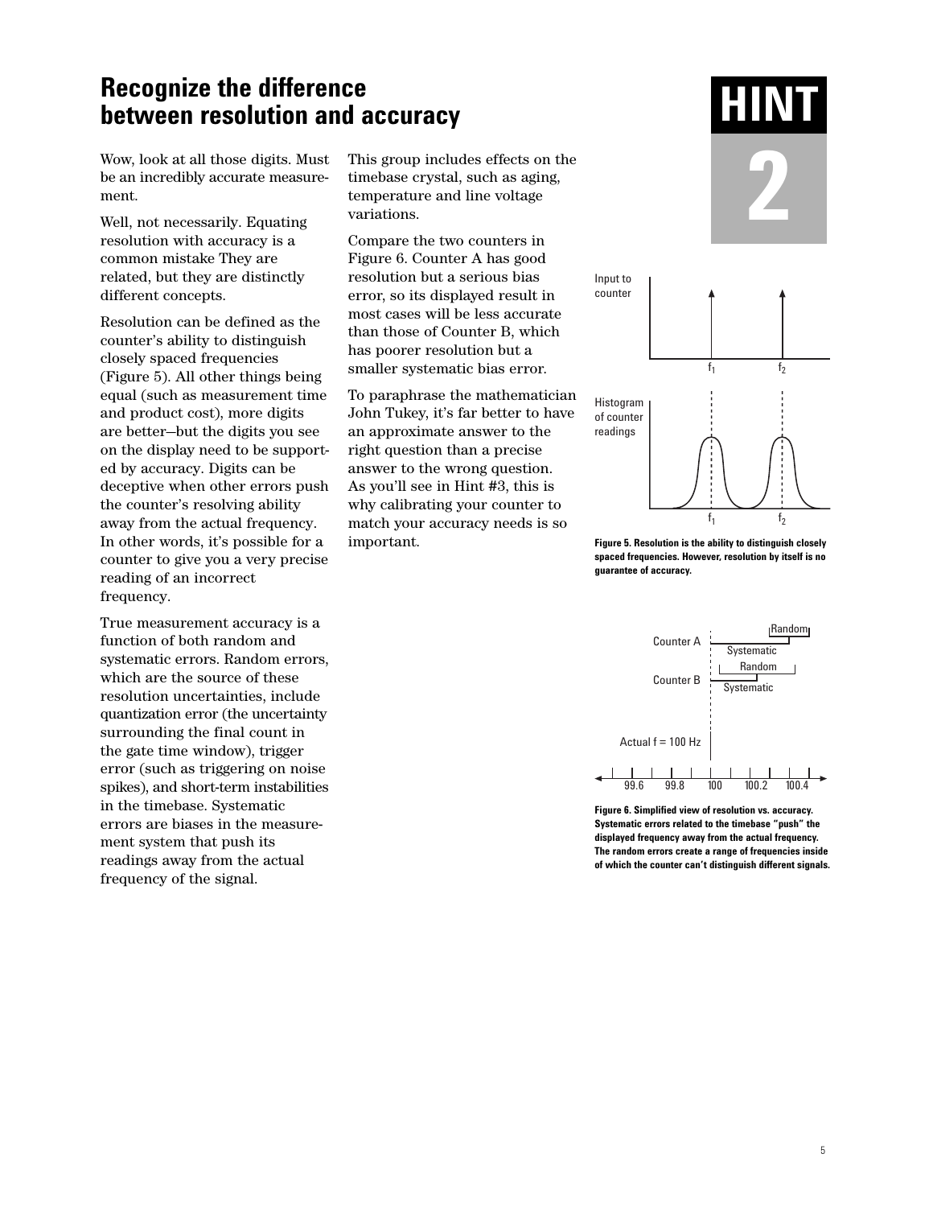# Recognize the difference between resolution and accuracy

**HINT 2**

Wow, look at all those digits. Must be an incredibly accurate measurement.

Well, not necessarily. Equating resolution with accuracy is a common mistake They are related, but they are distinctly different concepts.

Resolution can be defined as the counter's ability to distinguish closely spaced frequencies (Figure 5). All other things being equal (such as measurement time and product cost), more digits are better—but the digits you see on the display need to be supported by accuracy. Digits can be deceptive when other errors push the counter's resolving ability away from the actual frequency. In other words, it's possible for a counter to give you a very precise reading of an incorrect frequency.

True measurement accuracy is a function of both random and systematic errors. Random errors, which are the source of these resolution uncertainties, include quantization error (the uncertainty surrounding the final count in the gate time window), trigger error (such as triggering on noise spikes), and short-term instabilities in the timebase. Systematic errors are biases in the measurement system that push its readings away from the actual frequency of the signal. This group includes effects on the timebase crystal, such as aging, temperature and line voltage variations.

Compare the two counters in Figure 6. Counter A has good resolution but a serious bias error, so its displayed result in most cases will be less accurate than those of Counter B, which has poorer resolution but a smaller systematic bias error.

To paraphrase the mathematician John Tukey, it's far better to have an approximate answer to the right question than a precise answer to the wrong question. As you'll see in Hint #3, this is why calibrating your counter to match your accuracy needs is so important.

**Figure 5. Resolution is the ability to distinguish closely spaced frequencies. However, resolution by itself is no guarantee of accuracy.**

**Figure 6. Simplified view of resolution vs. accuracy. Systematic errors related to the timebase "push" the displayed frequency away from the actual frequency. The random errors create a range of frequencies inside of which the counter can't distinguish different signals.**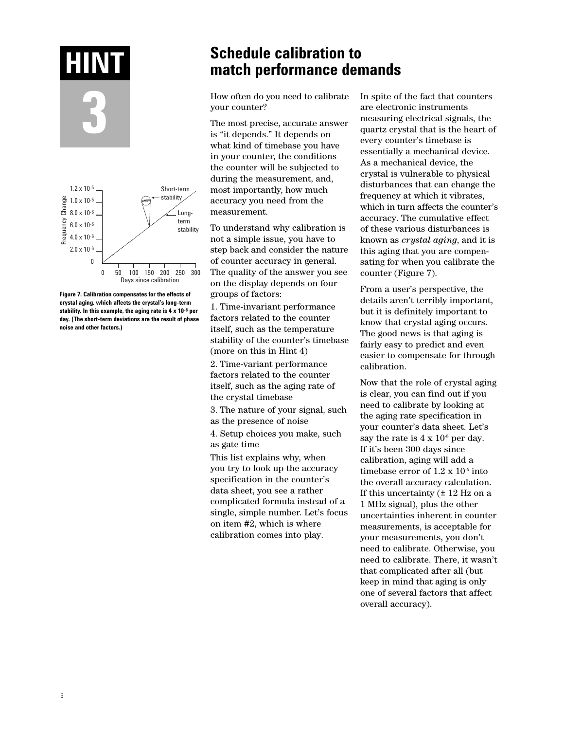# HINT 3

## Schedule calibration to match performance demands

Figure 7. Calibration compensates for the effects of crystal aging, which affects the crystal's long-term stability. In this example, the aging rate is 4 x $10^{-8}$ per day. (The short-term deviations are the result of phase noise and other factors.)

How often do you need to calibrate your counter?

The most precise, accurate answer is "it depends." It depends on what kind of timebase you have in your counter, the conditions the counter will be subjected to during the measurement, and, most importantly, how much accuracy you need from the measurement.

To understand why calibration is not a simple issue, you have to step back and consider the nature of counter accuracy in general. The quality of the answer you see on the display depends on four groups of factors:

1. Time-invariant performance factors related to the counter itself, such as the temperature stability of the counter's timebase (more on this in Hint 4)
2. Time-variant performance factors related to the counter itself, such as the aging rate of the crystal timebase
3. The nature of your signal, such as the presence of noise
4. Setup choices you make, such as gate time

This list explains why, when you try to look up the accuracy specification in the counter's data sheet, you see a rather complicated formula instead of a single, simple number. Let's focus on item #2, which is where calibration comes into play.

In spite of the fact that counters are electronic instruments measuring electrical signals, the quartz crystal that is the heart of every counter's timebase is essentially a mechanical device. As a mechanical device, the crystal is vulnerable to physical disturbances that can change the frequency at which it vibrates, which in turn affects the counter's accuracy. The cumulative effect of these various disturbances is known as *crystal aging*, and it is this aging that you are compensating for when you calibrate the counter (Figure 7).

From a user's perspective, the details aren't terribly important, but it is definitely important to know that crystal aging occurs. The good news is that aging is fairly easy to predict and even easier to compensate for through calibration.

Now that the role of crystal aging is clear, you can find out if you need to calibrate by looking at the aging rate specification in your counter's data sheet. Let's say the rate is 4 x $10^{-8}$ per day. If it's been 300 days since calibration, aging will add a timebase error of 1.2 x $10^{-5}$ into the overall accuracy calculation. If this uncertainty (± 12 Hz on a 1 MHz signal), plus the other uncertainties inherent in counter measurements, is acceptable for your measurements, you don't need to calibrate. Otherwise, you need to calibrate. There, it wasn't that complicated after all (but keep in mind that aging is only one of several factors that affect overall accuracy).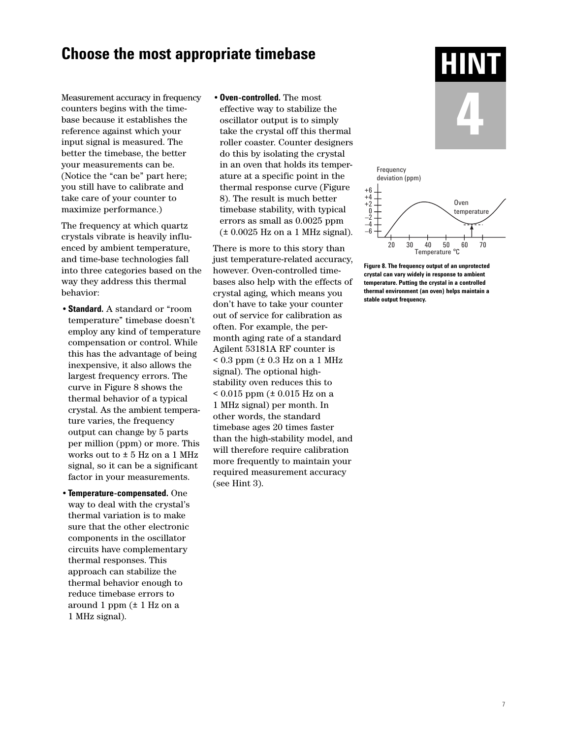# Choose the most appropriate timebase

**HINT 4**

Measurement accuracy in frequency counters begins with the timebase because it establishes the reference against which your input signal is measured. The better the timebase, the better your measurements can be. (Notice the "can be" part here; you still have to calibrate and take care of your counter to maximize performance.)

The frequency at which quartz crystals vibrate is heavily influenced by ambient temperature, and time-base technologies fall into three categories based on the way they address this thermal behavior:

- **Standard.** A standard or "room temperature" timebase doesn't employ any kind of temperature compensation or control. While this has the advantage of being inexpensive, it also allows the largest frequency errors. The curve in Figure 8 shows the thermal behavior of a typical crystal. As the ambient temperature varies, the frequency output can change by 5 parts per million (ppm) or more. This works out to ± 5 Hz on a 1 MHz signal, so it can be a significant factor in your measurements.
- **Temperature-compensated.** One way to deal with the crystal's thermal variation is to make sure that the other electronic components in the oscillator circuits have complementary thermal responses. This approach can stabilize the thermal behavior enough to reduce timebase errors to around 1 ppm (± 1 Hz on a 1 MHz signal).
- **Oven-controlled.** The most effective way to stabilize the oscillator output is to simply take the crystal off this thermal roller coaster. Counter designers do this by isolating the crystal in an oven that holds its temperature at a specific point in the thermal response curve (Figure 8). The result is much better timebase stability, with typical errors as small as 0.0025 ppm (± 0.0025 Hz on a 1 MHz signal).

There is more to this story than just temperature-related accuracy, however. Oven-controlled timebases also help with the effects of crystal aging, which means you don't have to take your counter out of service for calibration as often. For example, the per-month aging rate of a standard Agilent 53181A RF counter is < 0.3 ppm (± 0.3 Hz on a 1 MHz signal). The optional high-stability oven reduces this to < 0.015 ppm (± 0.015 Hz on a 1 MHz signal) per month. In other words, the standard timebase ages 20 times faster than the high-stability model, and will therefore require calibration more frequently to maintain your required measurement accuracy (see Hint 3).

Frequency deviation (ppm) | +6 +4 +2 0 –2 –4 –6 | Oven temperature | 20 30 40 50 60 70 | Temperature °C

**Figure 8. The frequency output of an unprotected crystal can vary widely in response to ambient temperature. Putting the crystal in a controlled thermal environment (an oven) helps maintain a stable output frequency.**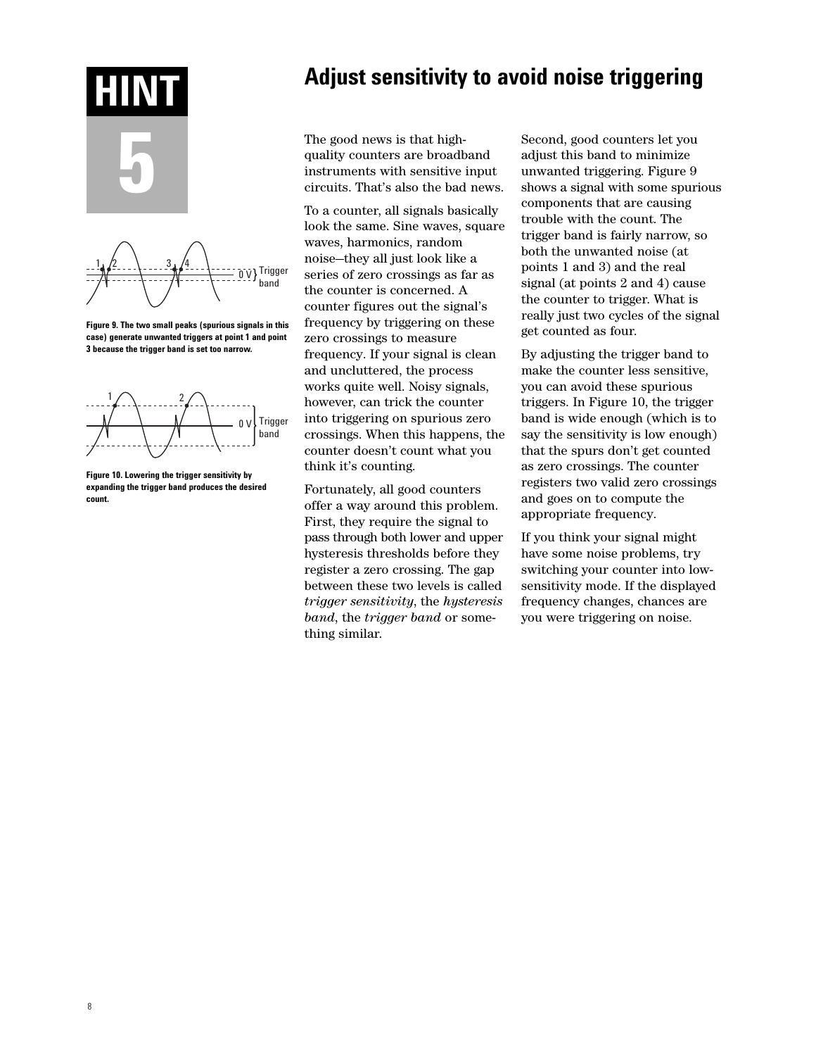**HINT 5**

# Adjust sensitivity to avoid noise triggering

Figure 9. The two small peaks (spurious signals in this case) generate unwanted triggers at point 1 and point 3 because the trigger band is set too narrow.

Figure 10. Lowering the trigger sensitivity by expanding the trigger band produces the desired count.

The good news is that high-quality counters are broadband instruments with sensitive input circuits. That's also the bad news.

To a counter, all signals basically look the same. Sine waves, square waves, harmonics, random noise—they all just look like a series of zero crossings as far as the counter is concerned. A counter figures out the signal's frequency by triggering on these zero crossings to measure frequency. If your signal is clean and uncluttered, the process works quite well. Noisy signals, however, can trick the counter into triggering on spurious zero crossings. When this happens, the counter doesn't count what you think it's counting.

Fortunately, all good counters offer a way around this problem. First, they require the signal to pass through both lower and upper hysteresis thresholds before they register a zero crossing. The gap between these two levels is called *trigger sensitivity*, the *hysteresis band*, the *trigger band* or something similar.

Second, good counters let you adjust this band to minimize unwanted triggering. Figure 9 shows a signal with some spurious components that are causing trouble with the count. The trigger band is fairly narrow, so both the unwanted noise (at points 1 and 3) and the real signal (at points 2 and 4) cause the counter to trigger. What is really just two cycles of the signal get counted as four.

By adjusting the trigger band to make the counter less sensitive, you can avoid these spurious triggers. In Figure 10, the trigger band is wide enough (which is to say the sensitivity is low enough) that the spurs don't get counted as zero crossings. The counter registers two valid zero crossings and goes on to compute the appropriate frequency.

If you think your signal might have some noise problems, try switching your counter into low-sensitivity mode. If the displayed frequency changes, chances are you were triggering on noise.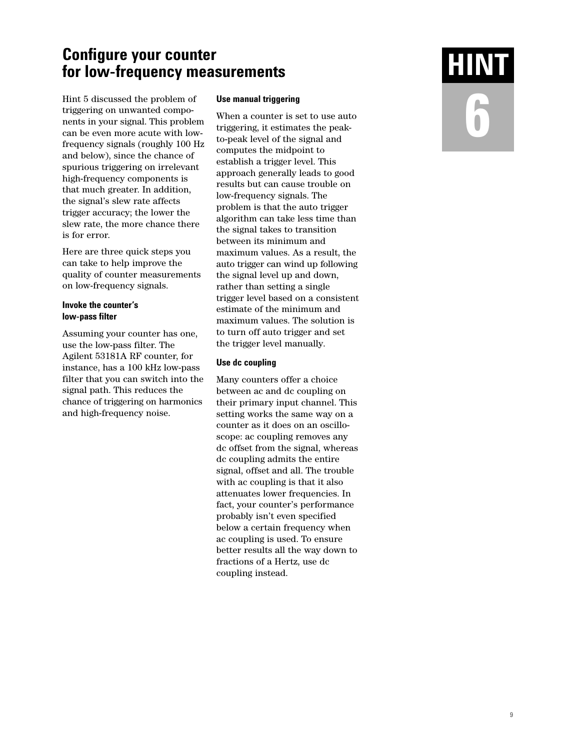# Configure your counter for low-frequency measurements

**HINT 6**

Hint 5 discussed the problem of triggering on unwanted components in your signal. This problem can be even more acute with low-frequency signals (roughly 100 Hz and below), since the chance of spurious triggering on irrelevant high-frequency components is that much greater. In addition, the signal's slew rate affects trigger accuracy; the lower the slew rate, the more chance there is for error.

Here are three quick steps you can take to help improve the quality of counter measurements on low-frequency signals.

### Invoke the counter's low-pass filter

Assuming your counter has one, use the low-pass filter. The Agilent 53181A RF counter, for instance, has a 100 kHz low-pass filter that you can switch into the signal path. This reduces the chance of triggering on harmonics and high-frequency noise.

### Use manual triggering

When a counter is set to use auto triggering, it estimates the peak-to-peak level of the signal and computes the midpoint to establish a trigger level. This approach generally leads to good results but can cause trouble on low-frequency signals. The problem is that the auto trigger algorithm can take less time than the signal takes to transition between its minimum and maximum values. As a result, the auto trigger can wind up following the signal level up and down, rather than setting a single trigger level based on a consistent estimate of the minimum and maximum values. The solution is to turn off auto trigger and set the trigger level manually.

### Use dc coupling

Many counters offer a choice between ac and dc coupling on their primary input channel. This setting works the same way on a counter as it does on an oscilloscope: ac coupling removes any dc offset from the signal, whereas dc coupling admits the entire signal, offset and all. The trouble with ac coupling is that it also attenuates lower frequencies. In fact, your counter's performance probably isn't even specified below a certain frequency when ac coupling is used. To ensure better results all the way down to fractions of a Hertz, use dc coupling instead.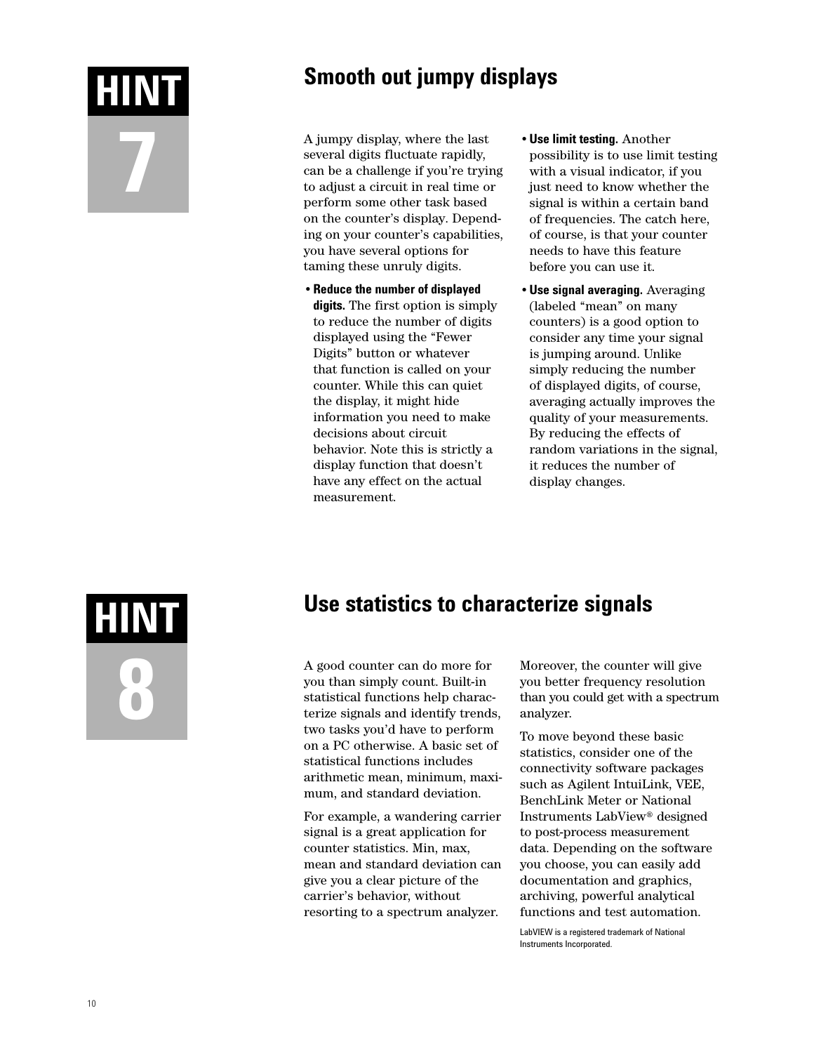## HINT 7

# Smooth out jumpy displays

A jumpy display, where the last several digits fluctuate rapidly, can be a challenge if you're trying to adjust a circuit in real time or perform some other task based on the counter's display. Depending on your counter's capabilities, you have several options for taming these unruly digits.

- **Reduce the number of displayed digits.** The first option is simply to reduce the number of digits displayed using the "Fewer Digits" button or whatever that function is called on your counter. While this can quiet the display, it might hide information you need to make decisions about circuit behavior. Note this is strictly a display function that doesn't have any effect on the actual measurement.
- **Use limit testing.** Another possibility is to use limit testing with a visual indicator, if you just need to know whether the signal is within a certain band of frequencies. The catch here, of course, is that your counter needs to have this feature before you can use it.
- **Use signal averaging.** Averaging (labeled "mean" on many counters) is a good option to consider any time your signal is jumping around. Unlike simply reducing the number of displayed digits, of course, averaging actually improves the quality of your measurements. By reducing the effects of random variations in the signal, it reduces the number of display changes.

## HINT 8

# Use statistics to characterize signals

A good counter can do more for you than simply count. Built-in statistical functions help characterize signals and identify trends, two tasks you'd have to perform on a PC otherwise. A basic set of statistical functions includes arithmetic mean, minimum, maximum, and standard deviation.

For example, a wandering carrier signal is a great application for counter statistics. Min, max, mean and standard deviation can give you a clear picture of the carrier's behavior, without resorting to a spectrum analyzer. Moreover, the counter will give you better frequency resolution than you could get with a spectrum analyzer.

To move beyond these basic statistics, consider one of the connectivity software packages such as Agilent IntuiLink, VEE, BenchLink Meter or National Instruments LabView® designed to post-process measurement data. Depending on the software you choose, you can easily add documentation and graphics, archiving, powerful analytical functions and test automation.

LabVIEW is a registered trademark of National Instruments Incorporated.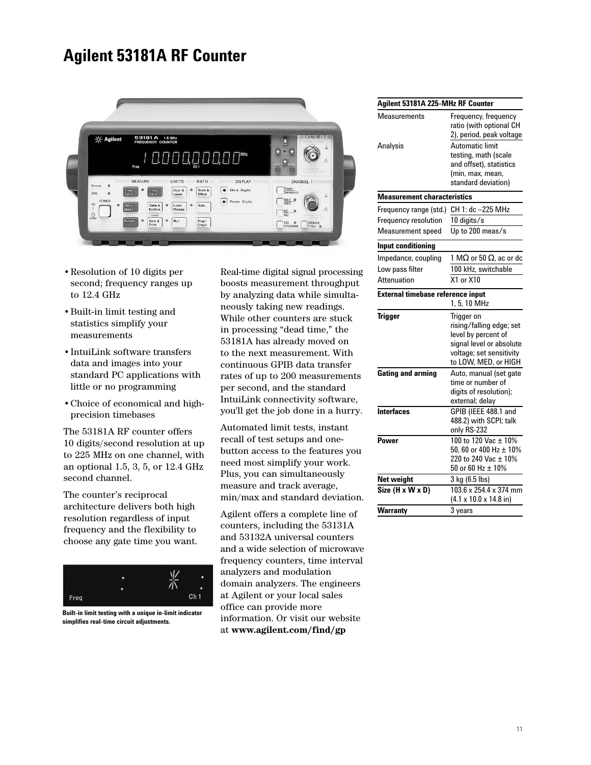# Agilent 53181A RF Counter

- Resolution of 10 digits per second; frequency ranges up to 12.4 GHz
- Built-in limit testing and statistics simplify your measurements
- IntuiLink software transfers data and images into your standard PC applications with little or no programming
- Choice of economical and high-precision timebases

The 53181A RF counter offers 10 digits/second resolution at up to 225 MHz on one channel, with an optional 1.5, 3, 5, or 12.4 GHz second channel.

The counter's reciprocal architecture delivers both high resolution regardless of input frequency and the flexibility to choose any gate time you want.

**Built-in limit testing with a unique in-limit indicator simplifies real-time circuit adjustments.**

Real-time digital signal processing boosts measurement throughput by analyzing data while simultaneously taking new readings. While other counters are stuck in processing "dead time," the 53181A has already moved on to the next measurement. With continuous GPIB data transfer rates of up to 200 measurements per second, and the standard IntuiLink connectivity software, you'll get the job done in a hurry.

Automated limit tests, instant recall of test setups and one-button access to the features you need most simplify your work. Plus, you can simultaneously measure and track average, min/max and standard deviation.

Agilent offers a complete line of counters, including the 53131A and 53132A universal counters and a wide selection of microwave frequency counters, time interval analyzers and modulation domain analyzers. The engineers at Agilent or your local sales office can provide more information. Or visit our website at **www.agilent.com/find/gp**

| **Agilent 53181A 225-MHz RF Counter** | |
|---|---|
| Measurements | Frequency, frequency ratio (with optional CH 2), period, peak voltage |
| Analysis | Automatic limit testing, math (scale and offset), statistics (min, max, mean, standard deviation) |
| **Measurement characteristics** | |
| Frequency range (std.) | CH 1: dc –225 MHz |
| Frequency resolution | 10 digits/s |
| Measurement speed | Up to 200 meas/s |
| **Input conditioning** | |
| Impedance, coupling | 1 MΩ or 50 Ω, ac or dc |
| Low pass filter | 100 kHz, switchable |
| Attenuation | X1 or X10 |
| **External timebase reference input** | 1, 5, 10 MHz |
| **Trigger** | Trigger on rising/falling edge; set level by percent of signal level or absolute voltage; set sensitivity to LOW, MED, or HIGH |
| **Gating and arming** | Auto, manual (set gate time or number of digits of resolution); external; delay |
| **Interfaces** | GPIB (IEEE 488.1 and 488.2) with SCPI; talk only RS-232 |
| **Power** | 100 to 120 Vac ± 10% 50, 60 or 400 Hz ± 10% 220 to 240 Vac ± 10% 50 or 60 Hz ± 10% |
| **Net weight** | 3 kg (6.5 lbs) |
| **Size (H x W x D)** | 103.6 x 254.4 x 374 mm (4.1 x 10.0 x 14.8 in) |
| **Warranty** | 3 years |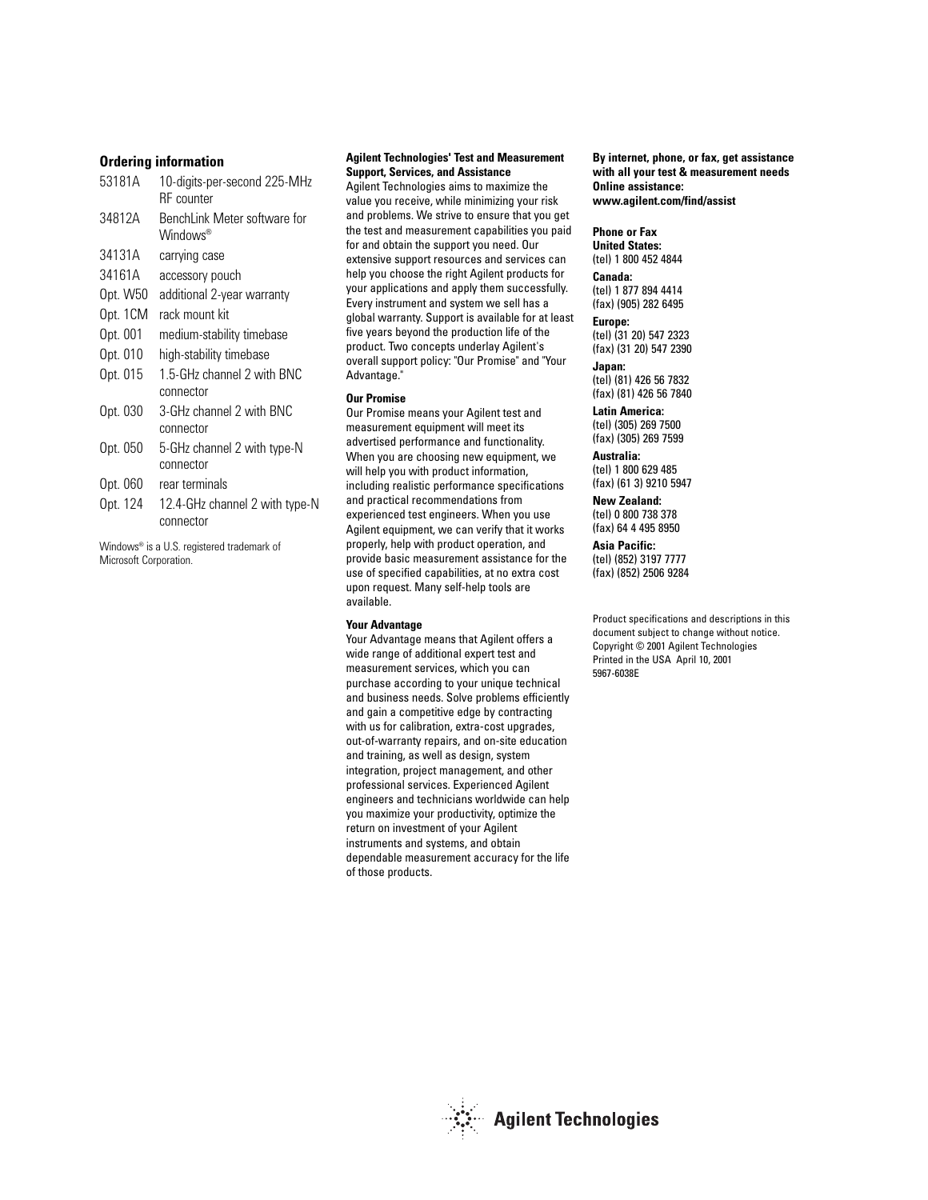## Ordering information

| | |
|---|---|
| 53181A | 10-digits-per-second 225-MHz RF counter |
| 34812A | BenchLink Meter software for Windows® |
| 34131A | carrying case |
| 34161A | accessory pouch |
| Opt. W50 | additional 2-year warranty |
| Opt. 1CM | rack mount kit |
| Opt. 001 | medium-stability timebase |
| Opt. 010 | high-stability timebase |
| Opt. 015 | 1.5-GHz channel 2 with BNC connector |
| Opt. 030 | 3-GHz channel 2 with BNC connector |
| Opt. 050 | 5-GHz channel 2 with type-N connector |
| Opt. 060 | rear terminals |
| Opt. 124 | 12.4-GHz channel 2 with type-N connector |

Windows® is a U.S. registered trademark of Microsoft Corporation.

**Agilent Technologies' Test and Measurement Support, Services, and Assistance**

Agilent Technologies aims to maximize the value you receive, while minimizing your risk and problems. We strive to ensure that you get the test and measurement capabilities you paid for and obtain the support you need. Our extensive support resources and services can help you choose the right Agilent products for your applications and apply them successfully. Every instrument and system we sell has a global warranty. Support is available for at least five years beyond the production life of the product. Two concepts underlay Agilent's overall support policy: "Our Promise" and "Your Advantage."

**Our Promise**

Our Promise means your Agilent test and measurement equipment will meet its advertised performance and functionality. When you are choosing new equipment, we will help you with product information, including realistic performance specifications and practical recommendations from experienced test engineers. When you use Agilent equipment, we can verify that it works properly, help with product operation, and provide basic measurement assistance for the use of specified capabilities, at no extra cost upon request. Many self-help tools are available.

**Your Advantage**

Your Advantage means that Agilent offers a wide range of additional expert test and measurement services, which you can purchase according to your unique technical and business needs. Solve problems efficiently and gain a competitive edge by contracting with us for calibration, extra-cost upgrades, out-of-warranty repairs, and on-site education and training, as well as design, system integration, project management, and other professional services. Experienced Agilent engineers and technicians worldwide can help you maximize your productivity, optimize the return on investment of your Agilent instruments and systems, and obtain dependable measurement accuracy for the life of those products.

**By internet, phone, or fax, get assistance with all your test & measurement needs**
**Online assistance:**
**www.agilent.com/find/assist**

**Phone or Fax**

**United States:**
(tel) 1 800 452 4844

**Canada:**
(tel) 1 877 894 4414
(fax) (905) 282 6495

**Europe:**
(tel) (31 20) 547 2323
(fax) (31 20) 547 2390

**Japan:**
(tel) (81) 426 56 7832
(fax) (81) 426 56 7840

**Latin America:**
(tel) (305) 269 7500
(fax) (305) 269 7599

**Australia:**
(tel) 1 800 629 485
(fax) (61 3) 9210 5947

**New Zealand:**
(tel) 0 800 738 378
(fax) 64 4 495 8950

**Asia Pacific:**
(tel) (852) 3197 7777
(fax) (852) 2506 9284

Product specifications and descriptions in this document subject to change without notice.
Copyright © 2001 Agilent Technologies
Printed in the USA April 10, 2001
5967-6038E

Agilent Technologies